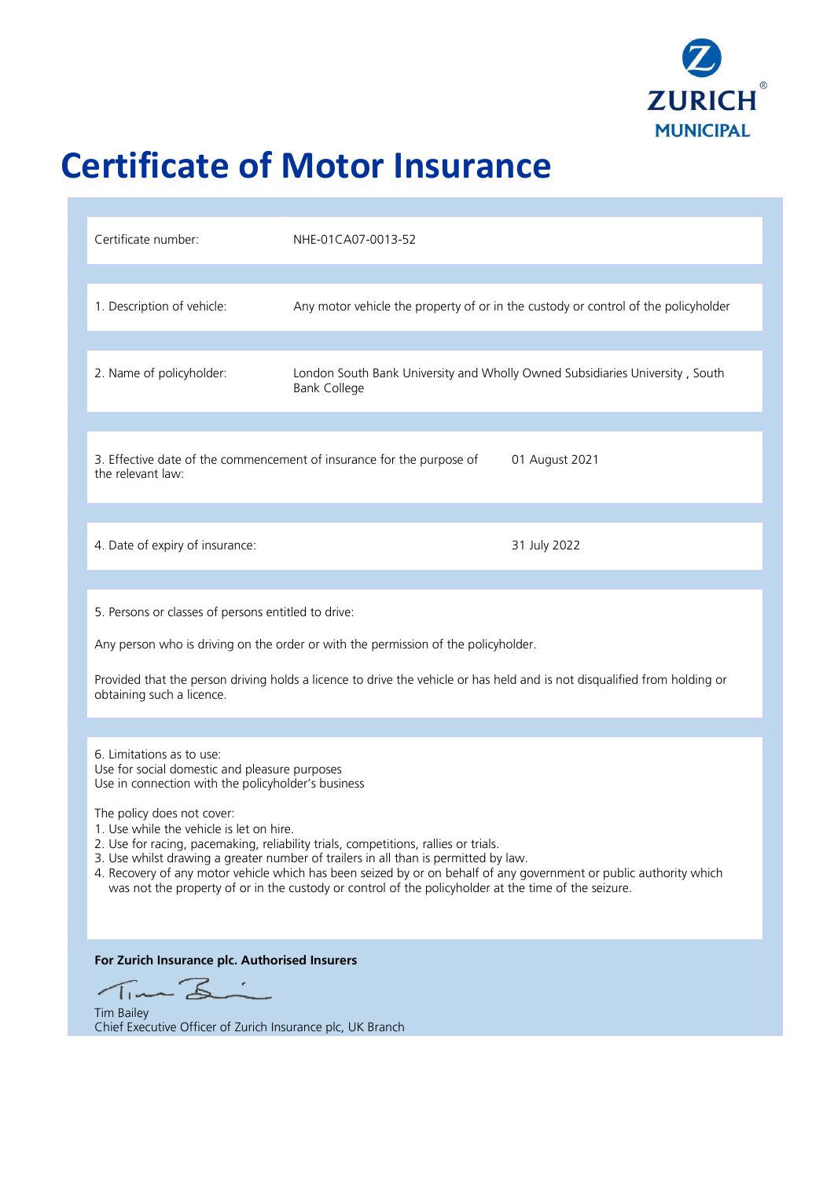ZURICH®
MUNICIPAL

# Certificate of Motor Insurance

| | |
|---|---|
| Certificate number: | NHE-01CA07-0013-52 |
| 1. Description of vehicle: | Any motor vehicle the property of or in the custody or control of the policyholder |
| 2. Name of policyholder: | London South Bank University and Wholly Owned Subsidiaries University , South Bank College |
| 3. Effective date of the commencement of insurance for the purpose of the relevant law: | 01 August 2021 |
| 4. Date of expiry of insurance: | 31 July 2022 |

5. Persons or classes of persons entitled to drive:

Any person who is driving on the order or with the permission of the policyholder.

Provided that the person driving holds a licence to drive the vehicle or has held and is not disqualified from holding or obtaining such a licence.

6. Limitations as to use:
Use for social domestic and pleasure purposes
Use in connection with the policyholder's business

The policy does not cover:
1. Use while the vehicle is let on hire.
2. Use for racing, pacemaking, reliability trials, competitions, rallies or trials.
3. Use whilst drawing a greater number of trailers in all than is permitted by law.
4. Recovery of any motor vehicle which has been seized by or on behalf of any government or public authority which was not the property of or in the custody or control of the policyholder at the time of the seizure.

**For Zurich Insurance plc. Authorised Insurers**

Tim Bailey
Chief Executive Officer of Zurich Insurance plc, UK Branch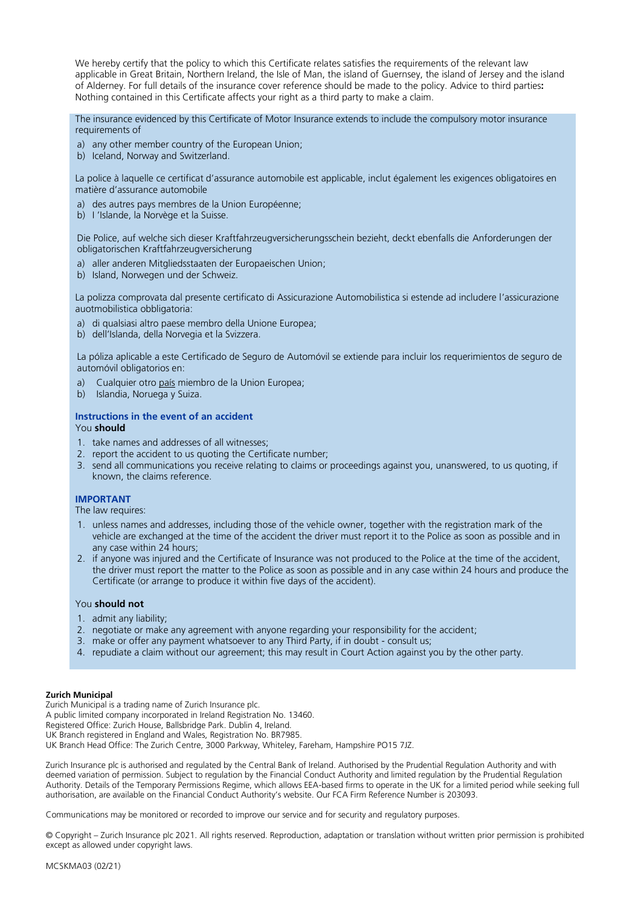We hereby certify that the policy to which this Certificate relates satisfies the requirements of the relevant law applicable in Great Britain, Northern Ireland, the Isle of Man, the island of Guernsey, the island of Jersey and the island of Alderney. For full details of the insurance cover reference should be made to the policy. Advice to third parties**:** Nothing contained in this Certificate affects your right as a third party to make a claim.

The insurance evidenced by this Certificate of Motor Insurance extends to include the compulsory motor insurance requirements of

a) any other member country of the European Union;
b) Iceland, Norway and Switzerland.

La police à laquelle ce certificat d'assurance automobile est applicable, inclut également les exigences obligatoires en matière d'assurance automobile

a) des autres pays membres de la Union Européenne;
b) l 'Islande, la Norvège et la Suisse.

Die Police, auf welche sich dieser Kraftfahrzeugversicherungsschein bezieht, deckt ebenfalls die Anforderungen der obligatorischen Kraftfahrzeugversicherung

a) aller anderen Mitgliedsstaaten der Europaeischen Union;
b) Island, Norwegen und der Schweiz.

La polizza comprovata dal presente certificato di Assicurazione Automobilistica si estende ad includere l'assicurazione auotmobilistica obbligatoria:

a) di qualsiasi altro paese membro della Unione Europea;
b) dell'Islanda, della Norvegia et la Svizzera.

La póliza aplicable a este Certificado de Seguro de Automóvil se extiende para incluir los requerimientos de seguro de automóvil obligatorios en:

a) Cualquier otro país miembro de la Union Europea;
b) Islandia, Noruega y Suiza.

### Instructions in the event of an accident

You **should**

1. take names and addresses of all witnesses;
2. report the accident to us quoting the Certificate number;
3. send all communications you receive relating to claims or proceedings against you, unanswered, to us quoting, if known, the claims reference.

### IMPORTANT

The law requires:

1. unless names and addresses, including those of the vehicle owner, together with the registration mark of the vehicle are exchanged at the time of the accident the driver must report it to the Police as soon as possible and in any case within 24 hours;
2. if anyone was injured and the Certificate of Insurance was not produced to the Police at the time of the accident, the driver must report the matter to the Police as soon as possible and in any case within 24 hours and produce the Certificate (or arrange to produce it within five days of the accident).

You **should not**

1. admit any liability;
2. negotiate or make any agreement with anyone regarding your responsibility for the accident;
3. make or offer any payment whatsoever to any Third Party, if in doubt - consult us;
4. repudiate a claim without our agreement; this may result in Court Action against you by the other party.

**Zurich Municipal**
Zurich Municipal is a trading name of Zurich Insurance plc.
A public limited company incorporated in Ireland Registration No. 13460.
Registered Office: Zurich House, Ballsbridge Park. Dublin 4, Ireland.
UK Branch registered in England and Wales, Registration No. BR7985.
UK Branch Head Office: The Zurich Centre, 3000 Parkway, Whiteley, Fareham, Hampshire PO15 7JZ.

Zurich Insurance plc is authorised and regulated by the Central Bank of Ireland. Authorised by the Prudential Regulation Authority and with deemed variation of permission. Subject to regulation by the Financial Conduct Authority and limited regulation by the Prudential Regulation Authority. Details of the Temporary Permissions Regime, which allows EEA-based firms to operate in the UK for a limited period while seeking full authorisation, are available on the Financial Conduct Authority's website. Our FCA Firm Reference Number is 203093.

Communications may be monitored or recorded to improve our service and for security and regulatory purposes.

© Copyright – Zurich Insurance plc 2021. All rights reserved. Reproduction, adaptation or translation without written prior permission is prohibited except as allowed under copyright laws.

MCSKMA03 (02/21)